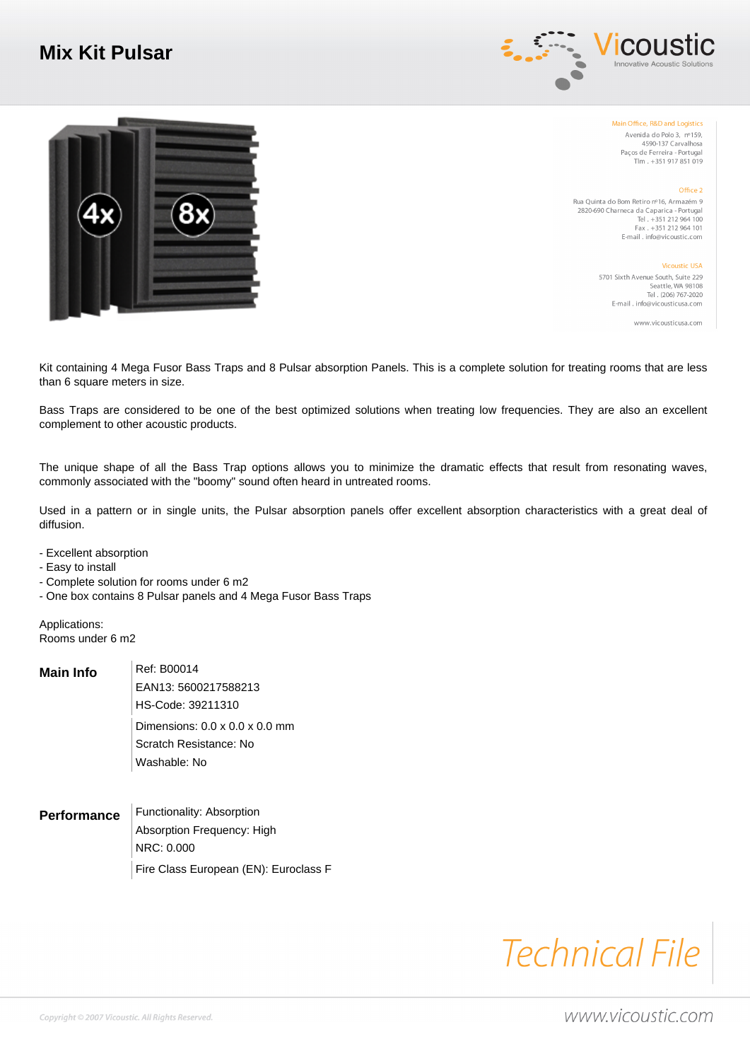# Mix Kit Pulsar

Main Office, R&D and Logistics
Avenida do Polo 3, nº159,
4590-137 Carvalhosa
Paços de Ferreira - Portugal
Tlm . +351 917 851 019

Office 2
Rua Quinta do Bom Retiro nº16, Armazém 9
2820-690 Charneca da Caparica - Portugal
Tel . +351 212 964 100
Fax . +351 212 964 101
E-mail . info@vicoustic.com

Vicoustic USA
5701 Sixth Avenue South, Suite 229
Seattle, WA 98108
Tel . (206) 767-2020
E-mail . info@vicousticusa.com

www.vicousticusa.com

Kit containing 4 Mega Fusor Bass Traps and 8 Pulsar absorption Panels. This is a complete solution for treating rooms that are less than 6 square meters in size.

Bass Traps are considered to be one of the best optimized solutions when treating low frequencies. They are also an excellent complement to other acoustic products.

The unique shape of all the Bass Trap options allows you to minimize the dramatic effects that result from resonating waves, commonly associated with the "boomy" sound often heard in untreated rooms.

Used in a pattern or in single units, the Pulsar absorption panels offer excellent absorption characteristics with a great deal of diffusion.

- Excellent absorption
- Easy to install
- Complete solution for rooms under 6 m2
- One box contains 8 Pulsar panels and 4 Mega Fusor Bass Traps

Applications:
Rooms under 6 m2

## Main Info

Ref: B00014
EAN13: 5600217588213
HS-Code: 39211310

Dimensions: 0.0 x 0.0 x 0.0 mm
Scratch Resistance: No
Washable: No

## Performance

Functionality: Absorption
Absorption Frequency: High
NRC: 0.000

Fire Class European (EN): Euroclass F

*Technical File*

Copyright © 2007 Vicoustic. All Rights Reserved.

www.vicoustic.com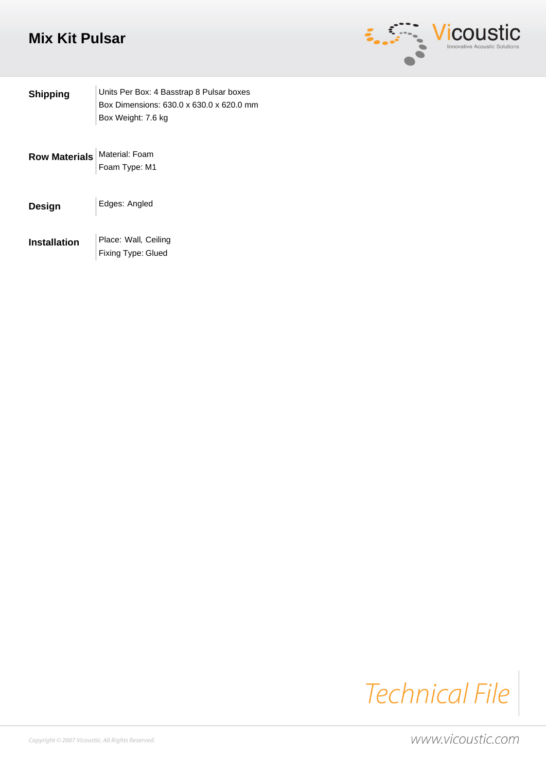# Mix Kit Pulsar

| | |
|---|---|
| **Shipping** | Units Per Box: 4 Basstrap 8 Pulsar boxes<br>Box Dimensions: 630.0 x 630.0 x 620.0 mm<br>Box Weight: 7.6 kg |
| **Row Materials** | Material: Foam<br>Foam Type: M1 |
| **Design** | Edges: Angled |
| **Installation** | Place: Wall, Ceiling<br>Fixing Type: Glued |

Technical File

Copyright © 2007 Vicoustic. All Rights Reserved.

www.vicoustic.com